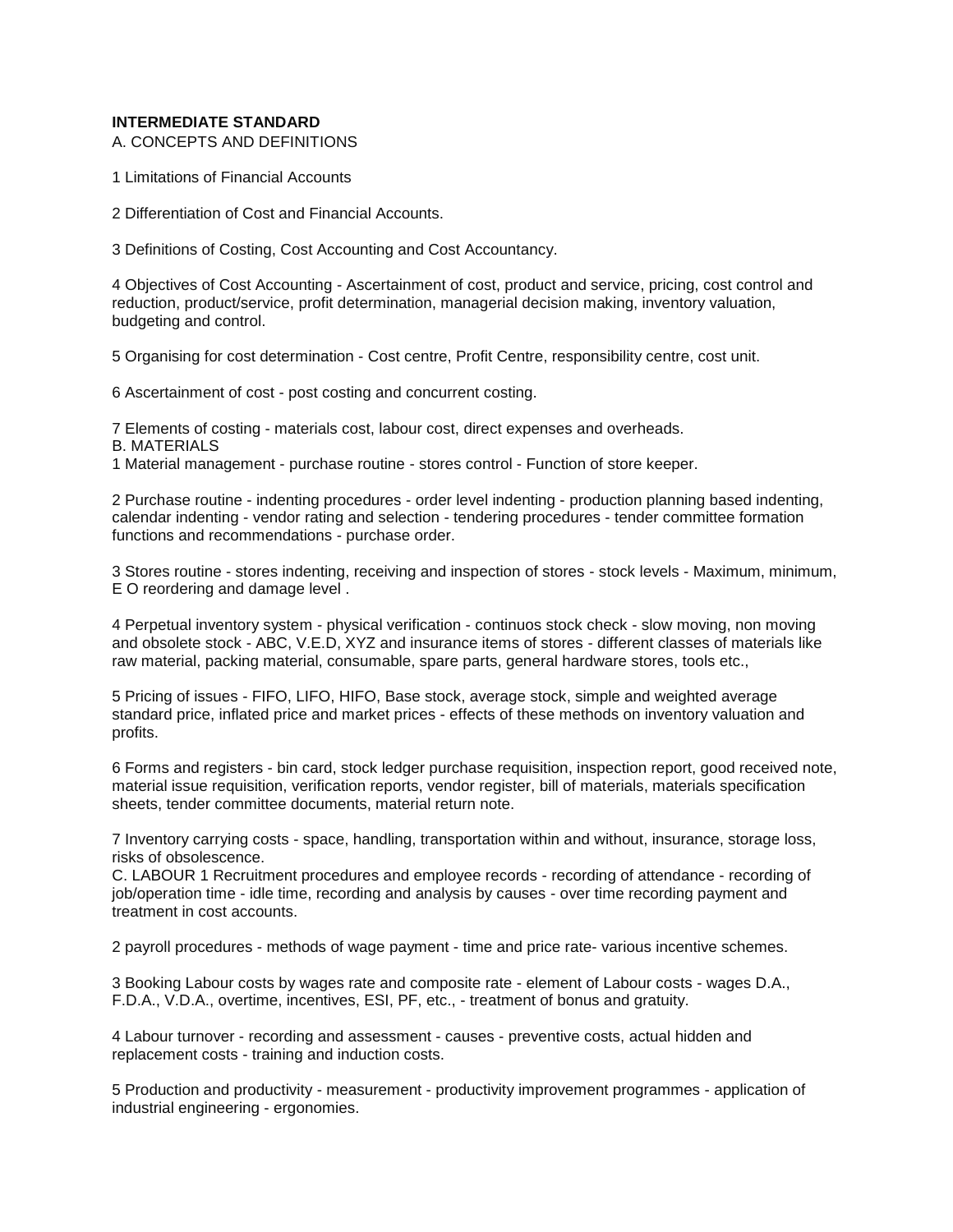**INTERMEDIATE STANDARD**

A. CONCEPTS AND DEFINITIONS

1 Limitations of Financial Accounts

2 Differentiation of Cost and Financial Accounts.

3 Definitions of Costing, Cost Accounting and Cost Accountancy.

4 Objectives of Cost Accounting - Ascertainment of cost, product and service, pricing, cost control and reduction, product/service, profit determination, managerial decision making, inventory valuation, budgeting and control.

5 Organising for cost determination - Cost centre, Profit Centre, responsibility centre, cost unit.

6 Ascertainment of cost - post costing and concurrent costing.

7 Elements of costing - materials cost, labour cost, direct expenses and overheads.

B. MATERIALS

1 Material management - purchase routine - stores control - Function of store keeper.

2 Purchase routine - indenting procedures - order level indenting - production planning based indenting, calendar indenting - vendor rating and selection - tendering procedures - tender committee formation functions and recommendations - purchase order.

3 Stores routine - stores indenting, receiving and inspection of stores - stock levels - Maximum, minimum, E O reordering and damage level .

4 Perpetual inventory system - physical verification - continuos stock check - slow moving, non moving and obsolete stock - ABC, V.E.D, XYZ and insurance items of stores - different classes of materials like raw material, packing material, consumable, spare parts, general hardware stores, tools etc.,

5 Pricing of issues - FIFO, LIFO, HIFO, Base stock, average stock, simple and weighted average standard price, inflated price and market prices - effects of these methods on inventory valuation and profits.

6 Forms and registers - bin card, stock ledger purchase requisition, inspection report, good received note, material issue requisition, verification reports, vendor register, bill of materials, materials specification sheets, tender committee documents, material return note.

7 Inventory carrying costs - space, handling, transportation within and without, insurance, storage loss, risks of obsolescence.

C. LABOUR 1 Recruitment procedures and employee records - recording of attendance - recording of job/operation time - idle time, recording and analysis by causes - over time recording payment and treatment in cost accounts.

2 payroll procedures - methods of wage payment - time and price rate- various incentive schemes.

3 Booking Labour costs by wages rate and composite rate - element of Labour costs - wages D.A., F.D.A., V.D.A., overtime, incentives, ESI, PF, etc., - treatment of bonus and gratuity.

4 Labour turnover - recording and assessment - causes - preventive costs, actual hidden and replacement costs - training and induction costs.

5 Production and productivity - measurement - productivity improvement programmes - application of industrial engineering - ergonomies.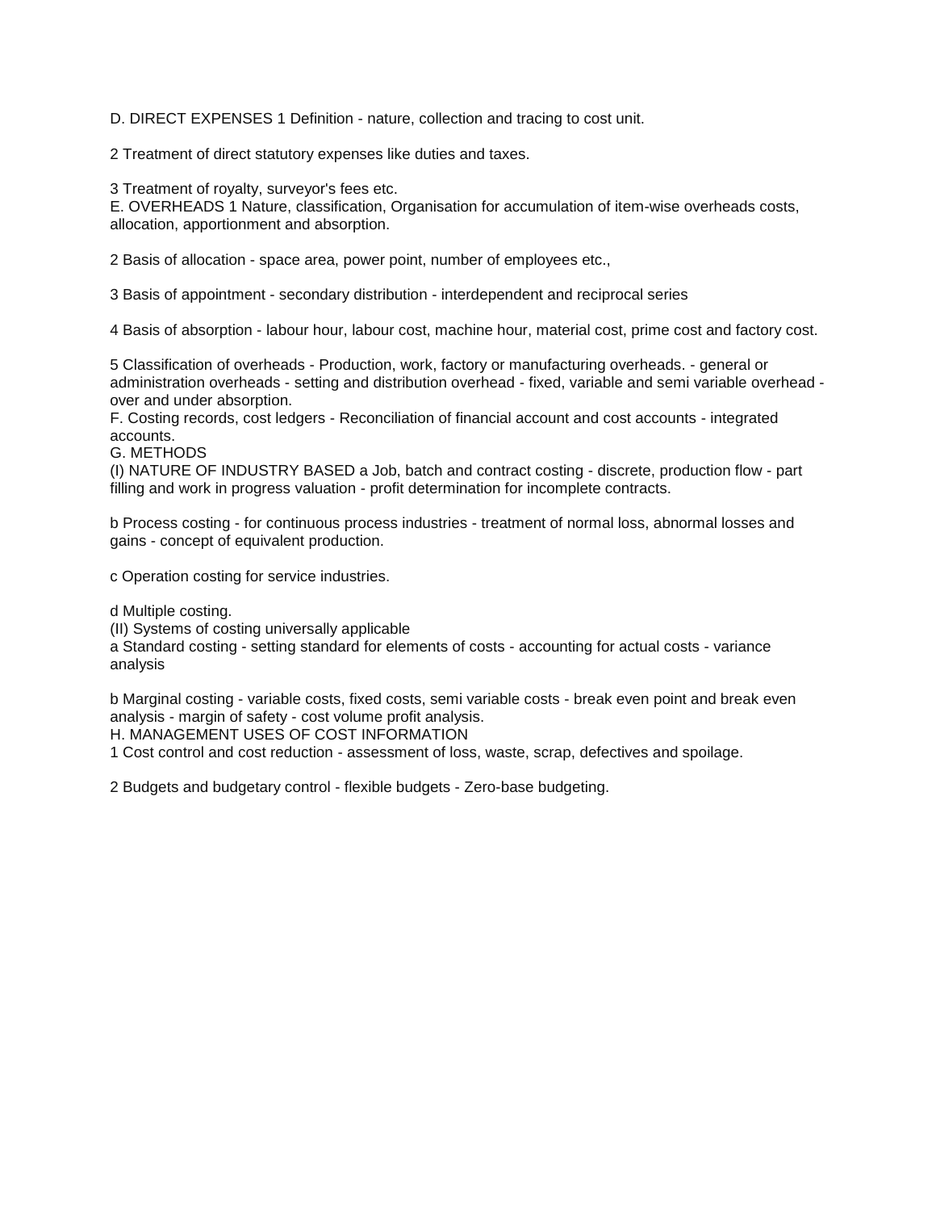D. DIRECT EXPENSES 1 Definition - nature, collection and tracing to cost unit.

2 Treatment of direct statutory expenses like duties and taxes.

3 Treatment of royalty, surveyor's fees etc.
E. OVERHEADS 1 Nature, classification, Organisation for accumulation of item-wise overheads costs, allocation, apportionment and absorption.

2 Basis of allocation - space area, power point, number of employees etc.,

3 Basis of appointment - secondary distribution - interdependent and reciprocal series

4 Basis of absorption - labour hour, labour cost, machine hour, material cost, prime cost and factory cost.

5 Classification of overheads - Production, work, factory or manufacturing overheads. - general or administration overheads - setting and distribution overhead - fixed, variable and semi variable overhead - over and under absorption.
F. Costing records, cost ledgers - Reconciliation of financial account and cost accounts - integrated accounts.
G. METHODS
(I) NATURE OF INDUSTRY BASED a Job, batch and contract costing - discrete, production flow - part filling and work in progress valuation - profit determination for incomplete contracts.

b Process costing - for continuous process industries - treatment of normal loss, abnormal losses and gains - concept of equivalent production.

c Operation costing for service industries.

d Multiple costing.
(II) Systems of costing universally applicable
a Standard costing - setting standard for elements of costs - accounting for actual costs - variance analysis

b Marginal costing - variable costs, fixed costs, semi variable costs - break even point and break even analysis - margin of safety - cost volume profit analysis.
H. MANAGEMENT USES OF COST INFORMATION
1 Cost control and cost reduction - assessment of loss, waste, scrap, defectives and spoilage.

2 Budgets and budgetary control - flexible budgets - Zero-base budgeting.